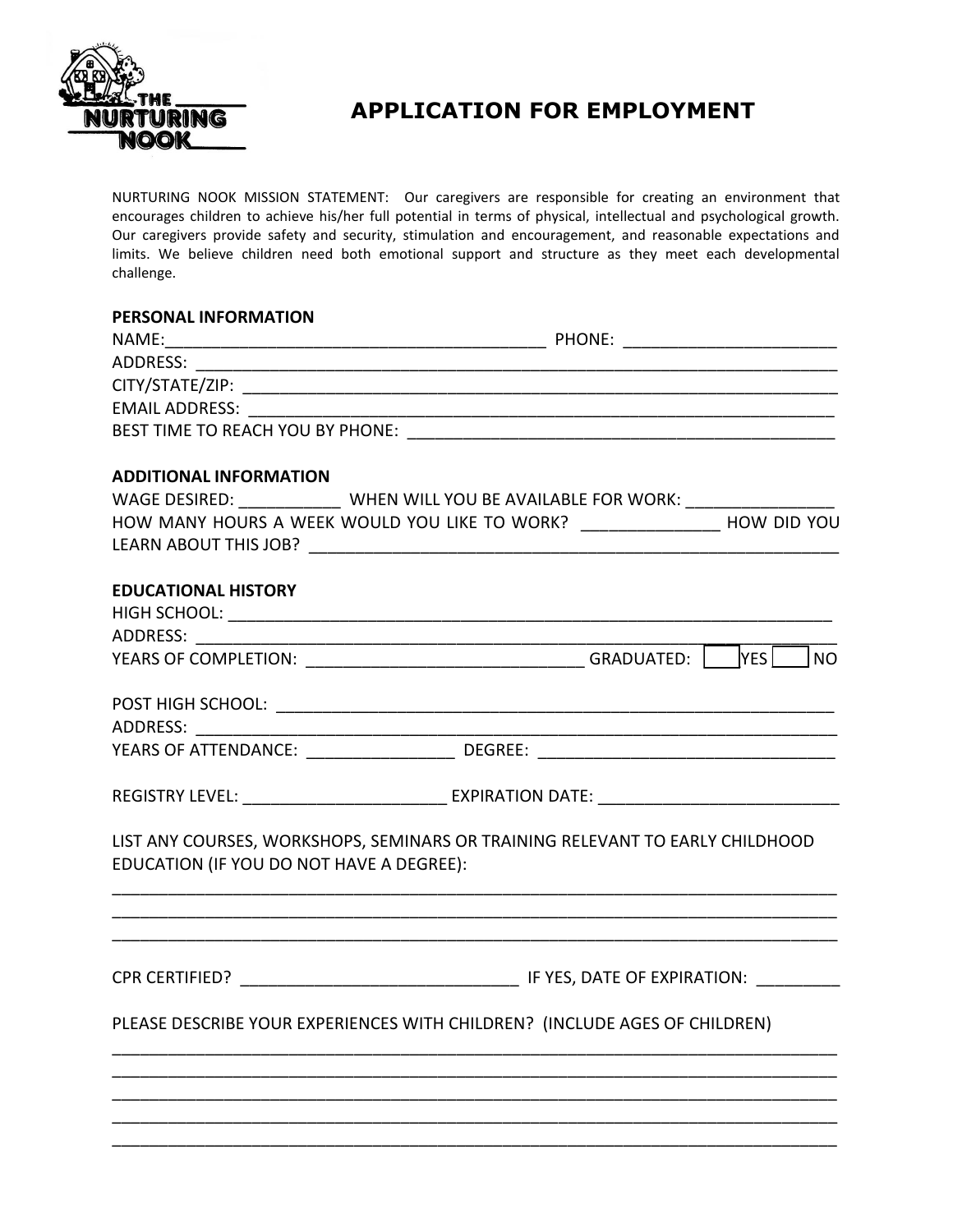THE NURTURING NOOK

# APPLICATION FOR EMPLOYMENT

NURTURING NOOK MISSION STATEMENT: Our caregivers are responsible for creating an environment that encourages children to achieve his/her full potential in terms of physical, intellectual and psychological growth. Our caregivers provide safety and security, stimulation and encouragement, and reasonable expectations and limits. We believe children need both emotional support and structure as they meet each developmental challenge.

## PERSONAL INFORMATION

NAME:__________________________________________ PHONE: _______________________

ADDRESS: ______________________________________________________________________

CITY/STATE/ZIP: _________________________________________________________________

EMAIL ADDRESS: ________________________________________________________________

BEST TIME TO REACH YOU BY PHONE: ______________________________________________

## ADDITIONAL INFORMATION

WAGE DESIRED: ___________ WHEN WILL YOU BE AVAILABLE FOR WORK: ________________

HOW MANY HOURS A WEEK WOULD YOU LIKE TO WORK? _______________ HOW DID YOU LEARN ABOUT THIS JOB? ___________________________________________________________

## EDUCATIONAL HISTORY

HIGH SCHOOL: __________________________________________________________________

ADDRESS: ______________________________________________________________________

YEARS OF COMPLETION: ______________________________ GRADUATED: ☐ YES ☐ NO

POST HIGH SCHOOL: ______________________________________________________________

ADDRESS: ______________________________________________________________________

YEARS OF ATTENDANCE: ________________ DEGREE: ________________________________

REGISTRY LEVEL: ______________________ EXPIRATION DATE: __________________________

LIST ANY COURSES, WORKSHOPS, SEMINARS OR TRAINING RELEVANT TO EARLY CHILDHOOD EDUCATION (IF YOU DO NOT HAVE A DEGREE):

_______________________________________________________________________________

_______________________________________________________________________________

_______________________________________________________________________________

CPR CERTIFIED? ______________________________ IF YES, DATE OF EXPIRATION: _________

PLEASE DESCRIBE YOUR EXPERIENCES WITH CHILDREN? (INCLUDE AGES OF CHILDREN)

_______________________________________________________________________________

_______________________________________________________________________________

_______________________________________________________________________________

_______________________________________________________________________________

_______________________________________________________________________________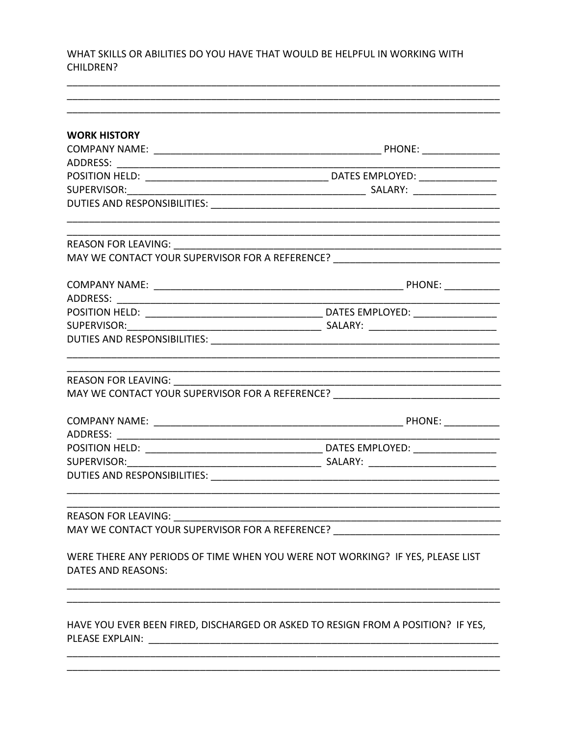WHAT SKILLS OR ABILITIES DO YOU HAVE THAT WOULD BE HELPFUL IN WORKING WITH CHILDREN?

\_\_\_\_\_\_\_\_\_\_\_\_\_\_\_\_\_\_\_\_\_\_\_\_\_\_\_\_\_\_\_\_\_\_\_\_\_\_\_\_\_\_\_\_\_\_\_\_\_\_\_\_\_\_\_\_\_\_\_\_\_\_\_\_\_\_\_\_\_\_\_\_\_\_\_\_\_\_

\_\_\_\_\_\_\_\_\_\_\_\_\_\_\_\_\_\_\_\_\_\_\_\_\_\_\_\_\_\_\_\_\_\_\_\_\_\_\_\_\_\_\_\_\_\_\_\_\_\_\_\_\_\_\_\_\_\_\_\_\_\_\_\_\_\_\_\_\_\_\_\_\_\_\_\_\_\_

\_\_\_\_\_\_\_\_\_\_\_\_\_\_\_\_\_\_\_\_\_\_\_\_\_\_\_\_\_\_\_\_\_\_\_\_\_\_\_\_\_\_\_\_\_\_\_\_\_\_\_\_\_\_\_\_\_\_\_\_\_\_\_\_\_\_\_\_\_\_\_\_\_\_\_\_\_\_

**WORK HISTORY**

COMPANY NAME: \_\_\_\_\_\_\_\_\_\_\_\_\_\_\_\_\_\_\_\_\_\_\_\_\_\_\_\_\_\_\_\_\_\_\_\_\_\_\_\_\_\_ PHONE: \_\_\_\_\_\_\_\_\_\_\_\_\_\_

ADDRESS: \_\_\_\_\_\_\_\_\_\_\_\_\_\_\_\_\_\_\_\_\_\_\_\_\_\_\_\_\_\_\_\_\_\_\_\_\_\_\_\_\_\_\_\_\_\_\_\_\_\_\_\_\_\_\_\_\_\_\_\_\_\_\_\_\_\_\_\_\_

POSITION HELD: \_\_\_\_\_\_\_\_\_\_\_\_\_\_\_\_\_\_\_\_\_\_\_\_\_\_\_\_\_\_\_\_\_\_\_ DATES EMPLOYED: \_\_\_\_\_\_\_\_\_\_\_\_\_\_

SUPERVISOR: \_\_\_\_\_\_\_\_\_\_\_\_\_\_\_\_\_\_\_\_\_\_\_\_\_\_\_\_\_\_\_\_\_\_\_\_\_\_\_\_\_\_\_\_ SALARY: \_\_\_\_\_\_\_\_\_\_\_\_\_\_\_

DUTIES AND RESPONSIBILITIES: \_\_\_\_\_\_\_\_\_\_\_\_\_\_\_\_\_\_\_\_\_\_\_\_\_\_\_\_\_\_\_\_\_\_\_\_\_\_\_\_\_\_\_\_\_\_\_\_\_\_\_\_\_\_\_

\_\_\_\_\_\_\_\_\_\_\_\_\_\_\_\_\_\_\_\_\_\_\_\_\_\_\_\_\_\_\_\_\_\_\_\_\_\_\_\_\_\_\_\_\_\_\_\_\_\_\_\_\_\_\_\_\_\_\_\_\_\_\_\_\_\_\_\_\_\_\_\_\_\_\_\_\_\_

\_\_\_\_\_\_\_\_\_\_\_\_\_\_\_\_\_\_\_\_\_\_\_\_\_\_\_\_\_\_\_\_\_\_\_\_\_\_\_\_\_\_\_\_\_\_\_\_\_\_\_\_\_\_\_\_\_\_\_\_\_\_\_\_\_\_\_\_\_\_\_\_\_\_\_\_\_\_

REASON FOR LEAVING: \_\_\_\_\_\_\_\_\_\_\_\_\_\_\_\_\_\_\_\_\_\_\_\_\_\_\_\_\_\_\_\_\_\_\_\_\_\_\_\_\_\_\_\_\_\_\_\_\_\_\_\_\_\_\_\_\_\_\_\_\_\_\_

MAY WE CONTACT YOUR SUPERVISOR FOR A REFERENCE? \_\_\_\_\_\_\_\_\_\_\_\_\_\_\_\_\_\_\_\_\_\_\_\_\_\_\_\_\_\_

COMPANY NAME: \_\_\_\_\_\_\_\_\_\_\_\_\_\_\_\_\_\_\_\_\_\_\_\_\_\_\_\_\_\_\_\_\_\_\_\_\_\_\_\_\_\_\_\_\_ PHONE: \_\_\_\_\_\_\_\_\_\_

ADDRESS: \_\_\_\_\_\_\_\_\_\_\_\_\_\_\_\_\_\_\_\_\_\_\_\_\_\_\_\_\_\_\_\_\_\_\_\_\_\_\_\_\_\_\_\_\_\_\_\_\_\_\_\_\_\_\_\_\_\_\_\_\_\_\_\_\_\_\_\_\_

POSITION HELD: \_\_\_\_\_\_\_\_\_\_\_\_\_\_\_\_\_\_\_\_\_\_\_\_\_\_\_\_\_\_\_\_ DATES EMPLOYED: \_\_\_\_\_\_\_\_\_\_\_\_\_\_\_

SUPERVISOR: \_\_\_\_\_\_\_\_\_\_\_\_\_\_\_\_\_\_\_\_\_\_\_\_\_\_\_\_\_\_\_\_\_\_\_ SALARY: \_\_\_\_\_\_\_\_\_\_\_\_\_\_\_\_\_\_\_\_\_\_\_

DUTIES AND RESPONSIBILITIES: \_\_\_\_\_\_\_\_\_\_\_\_\_\_\_\_\_\_\_\_\_\_\_\_\_\_\_\_\_\_\_\_\_\_\_\_\_\_\_\_\_\_\_\_\_\_\_\_\_\_\_\_\_\_\_

\_\_\_\_\_\_\_\_\_\_\_\_\_\_\_\_\_\_\_\_\_\_\_\_\_\_\_\_\_\_\_\_\_\_\_\_\_\_\_\_\_\_\_\_\_\_\_\_\_\_\_\_\_\_\_\_\_\_\_\_\_\_\_\_\_\_\_\_\_\_\_\_\_\_\_\_\_\_

\_\_\_\_\_\_\_\_\_\_\_\_\_\_\_\_\_\_\_\_\_\_\_\_\_\_\_\_\_\_\_\_\_\_\_\_\_\_\_\_\_\_\_\_\_\_\_\_\_\_\_\_\_\_\_\_\_\_\_\_\_\_\_\_\_\_\_\_\_\_\_\_\_\_\_\_\_\_

REASON FOR LEAVING: \_\_\_\_\_\_\_\_\_\_\_\_\_\_\_\_\_\_\_\_\_\_\_\_\_\_\_\_\_\_\_\_\_\_\_\_\_\_\_\_\_\_\_\_\_\_\_\_\_\_\_\_\_\_\_\_\_\_\_\_\_\_\_

MAY WE CONTACT YOUR SUPERVISOR FOR A REFERENCE? \_\_\_\_\_\_\_\_\_\_\_\_\_\_\_\_\_\_\_\_\_\_\_\_\_\_\_\_\_\_

COMPANY NAME: \_\_\_\_\_\_\_\_\_\_\_\_\_\_\_\_\_\_\_\_\_\_\_\_\_\_\_\_\_\_\_\_\_\_\_\_\_\_\_\_\_\_\_\_\_ PHONE: \_\_\_\_\_\_\_\_\_\_

ADDRESS: \_\_\_\_\_\_\_\_\_\_\_\_\_\_\_\_\_\_\_\_\_\_\_\_\_\_\_\_\_\_\_\_\_\_\_\_\_\_\_\_\_\_\_\_\_\_\_\_\_\_\_\_\_\_\_\_\_\_\_\_\_\_\_\_\_\_\_\_\_

POSITION HELD: \_\_\_\_\_\_\_\_\_\_\_\_\_\_\_\_\_\_\_\_\_\_\_\_\_\_\_\_\_\_\_\_ DATES EMPLOYED: \_\_\_\_\_\_\_\_\_\_\_\_\_\_\_

SUPERVISOR: \_\_\_\_\_\_\_\_\_\_\_\_\_\_\_\_\_\_\_\_\_\_\_\_\_\_\_\_\_\_\_\_\_\_\_ SALARY: \_\_\_\_\_\_\_\_\_\_\_\_\_\_\_\_\_\_\_\_\_\_\_

DUTIES AND RESPONSIBILITIES: \_\_\_\_\_\_\_\_\_\_\_\_\_\_\_\_\_\_\_\_\_\_\_\_\_\_\_\_\_\_\_\_\_\_\_\_\_\_\_\_\_\_\_\_\_\_\_\_\_\_\_\_\_\_\_

\_\_\_\_\_\_\_\_\_\_\_\_\_\_\_\_\_\_\_\_\_\_\_\_\_\_\_\_\_\_\_\_\_\_\_\_\_\_\_\_\_\_\_\_\_\_\_\_\_\_\_\_\_\_\_\_\_\_\_\_\_\_\_\_\_\_\_\_\_\_\_\_\_\_\_\_\_\_

\_\_\_\_\_\_\_\_\_\_\_\_\_\_\_\_\_\_\_\_\_\_\_\_\_\_\_\_\_\_\_\_\_\_\_\_\_\_\_\_\_\_\_\_\_\_\_\_\_\_\_\_\_\_\_\_\_\_\_\_\_\_\_\_\_\_\_\_\_\_\_\_\_\_\_\_\_\_

REASON FOR LEAVING: \_\_\_\_\_\_\_\_\_\_\_\_\_\_\_\_\_\_\_\_\_\_\_\_\_\_\_\_\_\_\_\_\_\_\_\_\_\_\_\_\_\_\_\_\_\_\_\_\_\_\_\_\_\_\_\_\_\_\_\_\_\_\_

MAY WE CONTACT YOUR SUPERVISOR FOR A REFERENCE? \_\_\_\_\_\_\_\_\_\_\_\_\_\_\_\_\_\_\_\_\_\_\_\_\_\_\_\_\_\_

WERE THERE ANY PERIODS OF TIME WHEN YOU WERE NOT WORKING? IF YES, PLEASE LIST DATES AND REASONS:

\_\_\_\_\_\_\_\_\_\_\_\_\_\_\_\_\_\_\_\_\_\_\_\_\_\_\_\_\_\_\_\_\_\_\_\_\_\_\_\_\_\_\_\_\_\_\_\_\_\_\_\_\_\_\_\_\_\_\_\_\_\_\_\_\_\_\_\_\_\_\_\_\_\_\_\_\_\_

\_\_\_\_\_\_\_\_\_\_\_\_\_\_\_\_\_\_\_\_\_\_\_\_\_\_\_\_\_\_\_\_\_\_\_\_\_\_\_\_\_\_\_\_\_\_\_\_\_\_\_\_\_\_\_\_\_\_\_\_\_\_\_\_\_\_\_\_\_\_\_\_\_\_\_\_\_\_

HAVE YOU EVER BEEN FIRED, DISCHARGED OR ASKED TO RESIGN FROM A POSITION? IF YES, PLEASE EXPLAIN: \_\_\_\_\_\_\_\_\_\_\_\_\_\_\_\_\_\_\_\_\_\_\_\_\_\_\_\_\_\_\_\_\_\_\_\_\_\_\_\_\_\_\_\_\_\_\_\_\_\_\_\_\_\_\_\_\_\_\_\_\_\_\_\_\_

\_\_\_\_\_\_\_\_\_\_\_\_\_\_\_\_\_\_\_\_\_\_\_\_\_\_\_\_\_\_\_\_\_\_\_\_\_\_\_\_\_\_\_\_\_\_\_\_\_\_\_\_\_\_\_\_\_\_\_\_\_\_\_\_\_\_\_\_\_\_\_\_\_\_\_\_\_\_

\_\_\_\_\_\_\_\_\_\_\_\_\_\_\_\_\_\_\_\_\_\_\_\_\_\_\_\_\_\_\_\_\_\_\_\_\_\_\_\_\_\_\_\_\_\_\_\_\_\_\_\_\_\_\_\_\_\_\_\_\_\_\_\_\_\_\_\_\_\_\_\_\_\_\_\_\_\_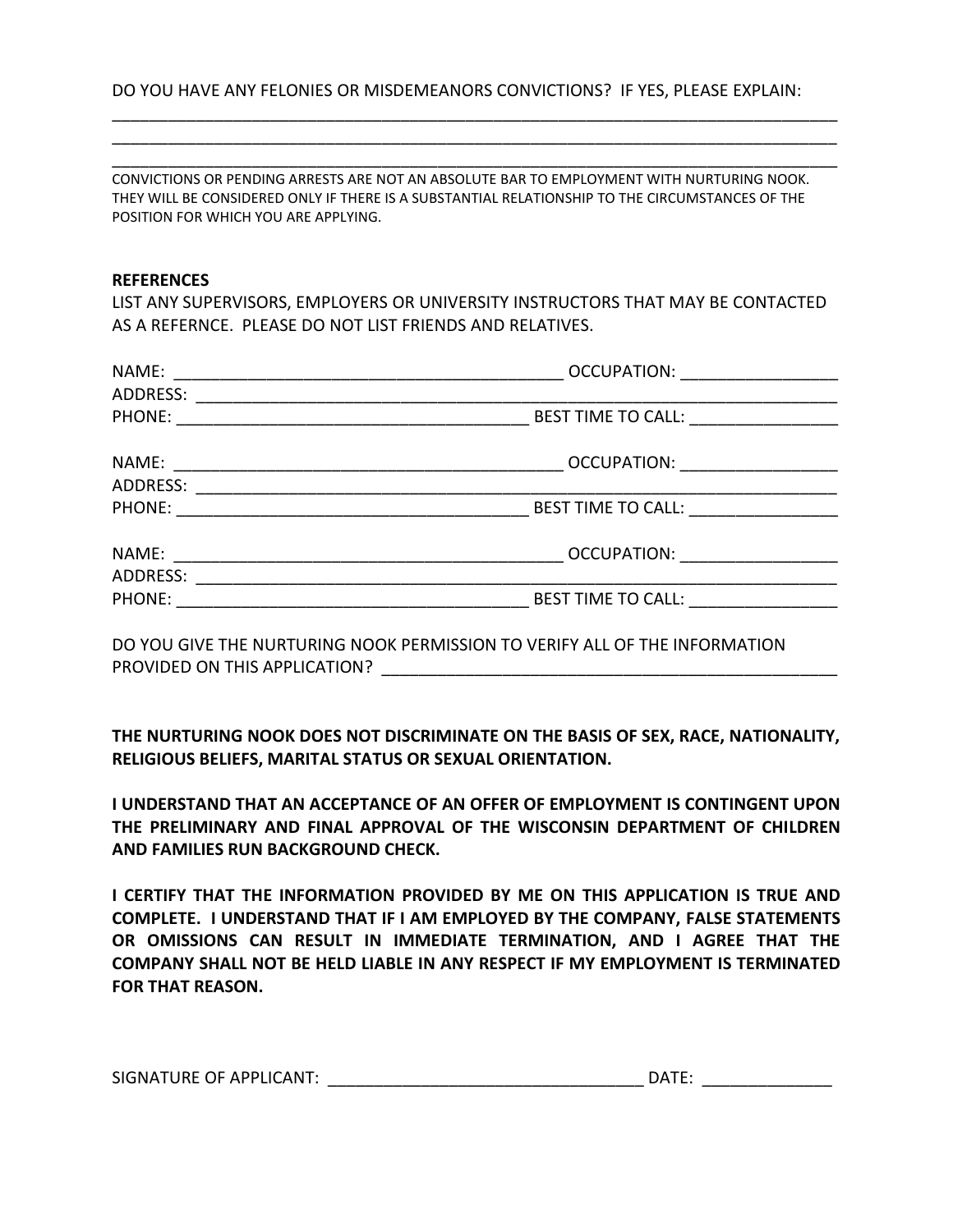DO YOU HAVE ANY FELONIES OR MISDEMEANORS CONVICTIONS? IF YES, PLEASE EXPLAIN:

______________________________________________________________________________________
______________________________________________________________________________________
______________________________________________________________________________________

CONVICTIONS OR PENDING ARRESTS ARE NOT AN ABSOLUTE BAR TO EMPLOYMENT WITH NURTURING NOOK. THEY WILL BE CONSIDERED ONLY IF THERE IS A SUBSTANTIAL RELATIONSHIP TO THE CIRCUMSTANCES OF THE POSITION FOR WHICH YOU ARE APPLYING.

**REFERENCES**

LIST ANY SUPERVISORS, EMPLOYERS OR UNIVERSITY INSTRUCTORS THAT MAY BE CONTACTED AS A REFERNCE. PLEASE DO NOT LIST FRIENDS AND RELATIVES.

NAME: ____________________________________________ OCCUPATION: _________________
ADDRESS: ____________________________________________________________________________
PHONE: _______________________________________ BEST TIME TO CALL: ________________

NAME: ____________________________________________ OCCUPATION: _________________
ADDRESS: ____________________________________________________________________________
PHONE: _______________________________________ BEST TIME TO CALL: ________________

NAME: ____________________________________________ OCCUPATION: _________________
ADDRESS: ____________________________________________________________________________
PHONE: _______________________________________ BEST TIME TO CALL: ________________

DO YOU GIVE THE NURTURING NOOK PERMISSION TO VERIFY ALL OF THE INFORMATION PROVIDED ON THIS APPLICATION? ____________________________________________________

**THE NURTURING NOOK DOES NOT DISCRIMINATE ON THE BASIS OF SEX, RACE, NATIONALITY, RELIGIOUS BELIEFS, MARITAL STATUS OR SEXUAL ORIENTATION.**

**I UNDERSTAND THAT AN ACCEPTANCE OF AN OFFER OF EMPLOYMENT IS CONTINGENT UPON THE PRELIMINARY AND FINAL APPROVAL OF THE WISCONSIN DEPARTMENT OF CHILDREN AND FAMILIES RUN BACKGROUND CHECK.**

**I CERTIFY THAT THE INFORMATION PROVIDED BY ME ON THIS APPLICATION IS TRUE AND COMPLETE. I UNDERSTAND THAT IF I AM EMPLOYED BY THE COMPANY, FALSE STATEMENTS OR OMISSIONS CAN RESULT IN IMMEDIATE TERMINATION, AND I AGREE THAT THE COMPANY SHALL NOT BE HELD LIABLE IN ANY RESPECT IF MY EMPLOYMENT IS TERMINATED FOR THAT REASON.**

SIGNATURE OF APPLICANT: ___________________________________ DATE: ______________